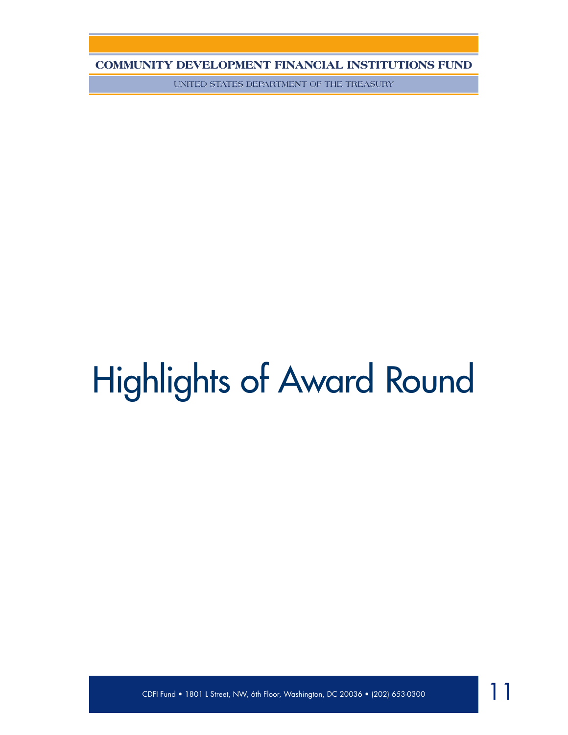# Highlights of Award Round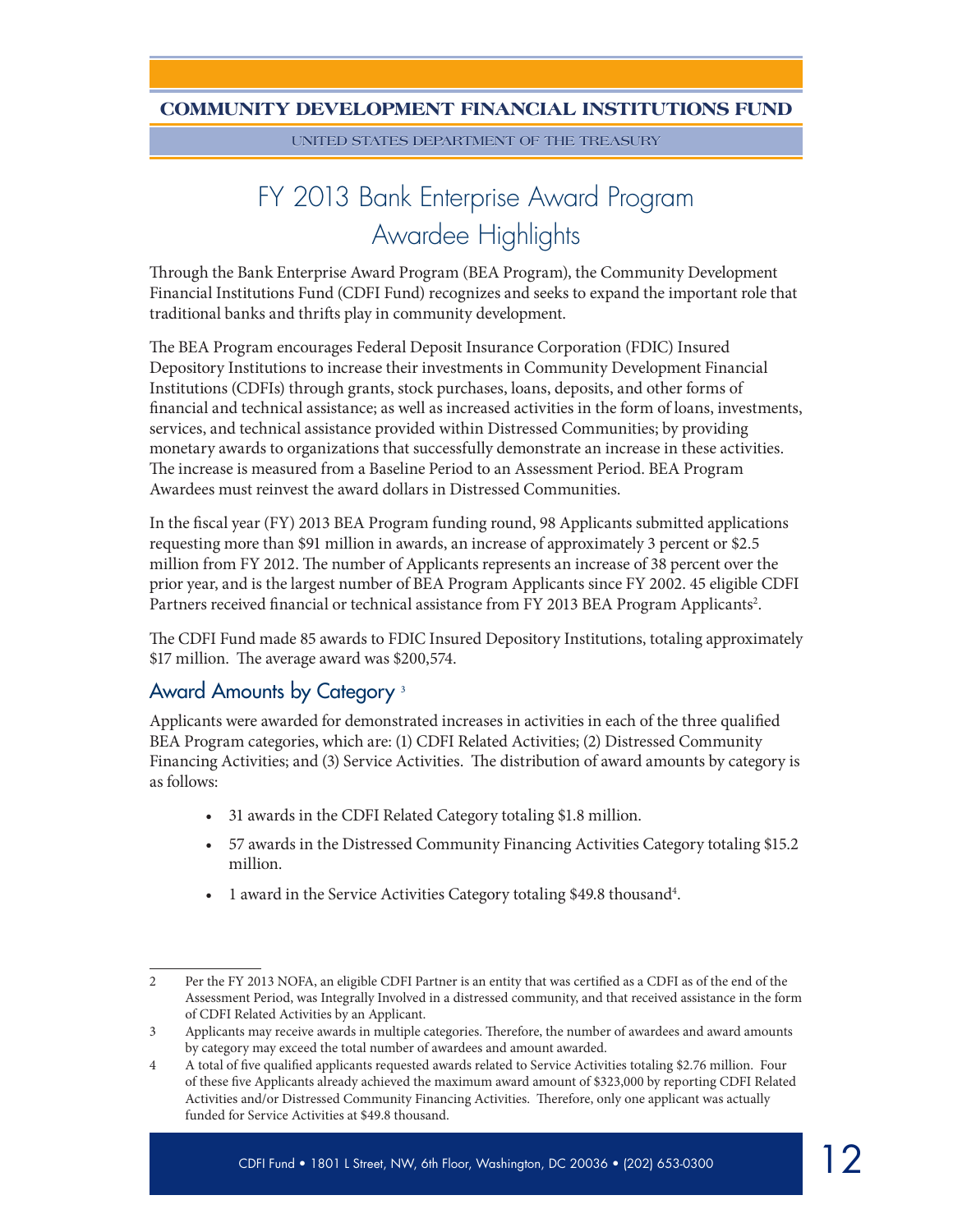# FY 2013 Bank Enterprise Award Program Awardee Highlights

Through the Bank Enterprise Award Program (BEA Program), the Community Development Financial Institutions Fund (CDFI Fund) recognizes and seeks to expand the important role that traditional banks and thrifts play in community development.

The BEA Program encourages Federal Deposit Insurance Corporation (FDIC) Insured Depository Institutions to increase their investments in Community Development Financial Institutions (CDFIs) through grants, stock purchases, loans, deposits, and other forms of financial and technical assistance; as well as increased activities in the form of loans, investments, services, and technical assistance provided within Distressed Communities; by providing monetary awards to organizations that successfully demonstrate an increase in these activities. The increase is measured from a Baseline Period to an Assessment Period. BEA Program Awardees must reinvest the award dollars in Distressed Communities.

In the fiscal year (FY) 2013 BEA Program funding round, 98 Applicants submitted applications requesting more than $91 million in awards, an increase of approximately 3 percent or $2.5 million from FY 2012. The number of Applicants represents an increase of 38 percent over the prior year, and is the largest number of BEA Program Applicants since FY 2002. 45 eligible CDFI Partners received financial or technical assistance from FY 2013 BEA Program Applicants[2].

The CDFI Fund made 85 awards to FDIC Insured Depository Institutions, totaling approximately $17 million. The average award was $200,574.

## Award Amounts by Category [3]

Applicants were awarded for demonstrated increases in activities in each of the three qualified BEA Program categories, which are: (1) CDFI Related Activities; (2) Distressed Community Financing Activities; and (3) Service Activities. The distribution of award amounts by category is as follows:

- 31 awards in the CDFI Related Category totaling $1.8 million.
- 57 awards in the Distressed Community Financing Activities Category totaling $15.2 million.
- 1 award in the Service Activities Category totaling $49.8 thousand[4].

---

2 Per the FY 2013 NOFA, an eligible CDFI Partner is an entity that was certified as a CDFI as of the end of the Assessment Period, was Integrally Involved in a distressed community, and that received assistance in the form of CDFI Related Activities by an Applicant.

3 Applicants may receive awards in multiple categories. Therefore, the number of awardees and award amounts by category may exceed the total number of awardees and amount awarded.

4 A total of five qualified applicants requested awards related to Service Activities totaling $2.76 million. Four of these five Applicants already achieved the maximum award amount of $323,000 by reporting CDFI Related Activities and/or Distressed Community Financing Activities. Therefore, only one applicant was actually funded for Service Activities at $49.8 thousand.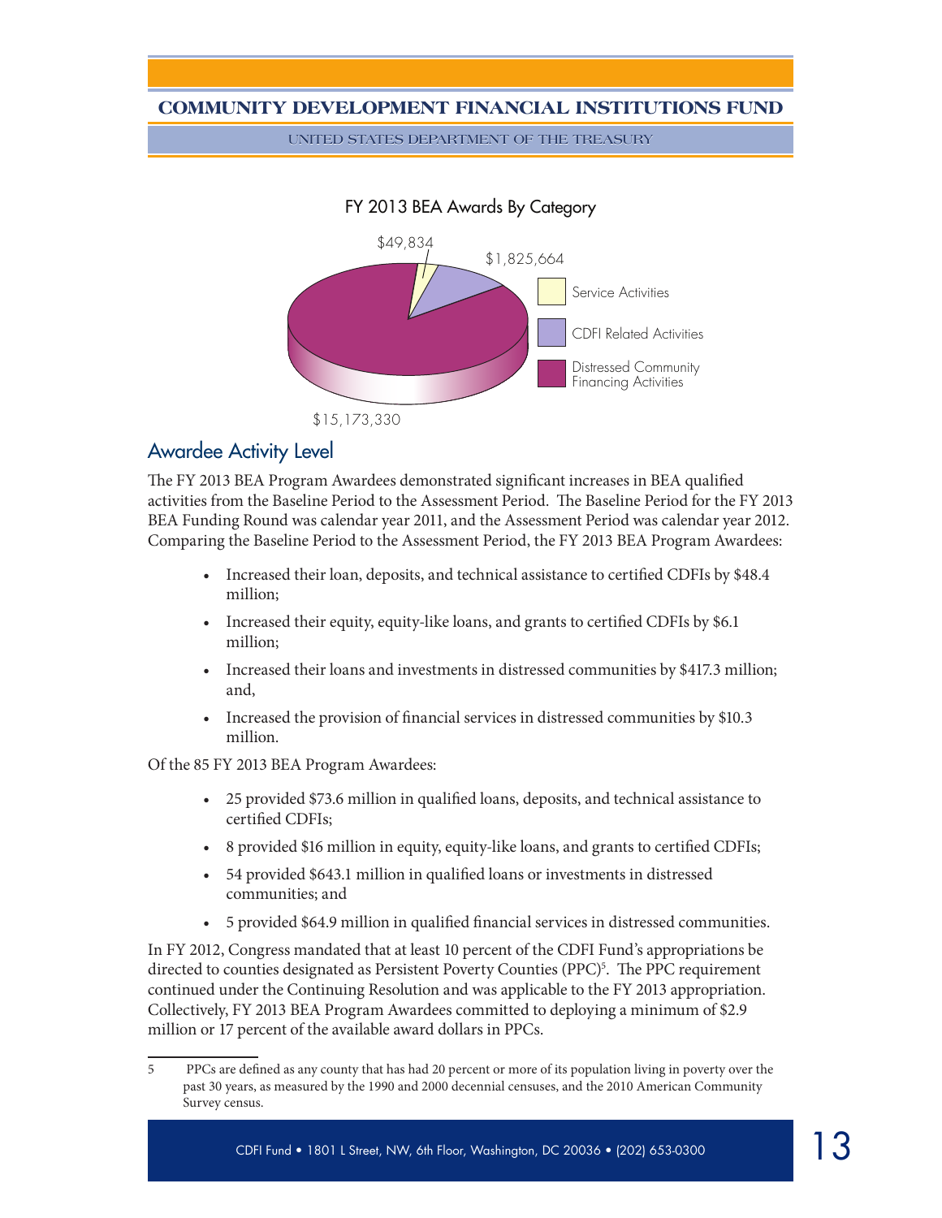FY 2013 BEA Awards By Category

- Service Activities: $49,834
- CDFI Related Activities: $1,825,664
- Distressed Community Financing Activities: $15,173,330

## Awardee Activity Level

The FY 2013 BEA Program Awardees demonstrated significant increases in BEA qualified activities from the Baseline Period to the Assessment Period. The Baseline Period for the FY 2013 BEA Funding Round was calendar year 2011, and the Assessment Period was calendar year 2012. Comparing the Baseline Period to the Assessment Period, the FY 2013 BEA Program Awardees:

- Increased their loan, deposits, and technical assistance to certified CDFIs by $48.4 million;
- Increased their equity, equity-like loans, and grants to certified CDFIs by $6.1 million;
- Increased their loans and investments in distressed communities by $417.3 million; and,
- Increased the provision of financial services in distressed communities by $10.3 million.

Of the 85 FY 2013 BEA Program Awardees:

- 25 provided $73.6 million in qualified loans, deposits, and technical assistance to certified CDFIs;
- 8 provided $16 million in equity, equity-like loans, and grants to certified CDFIs;
- 54 provided $643.1 million in qualified loans or investments in distressed communities; and
- 5 provided $64.9 million in qualified financial services in distressed communities.

In FY 2012, Congress mandated that at least 10 percent of the CDFI Fund's appropriations be directed to counties designated as Persistent Poverty Counties (PPC)[5]. The PPC requirement continued under the Continuing Resolution and was applicable to the FY 2013 appropriation. Collectively, FY 2013 BEA Program Awardees committed to deploying a minimum of $2.9 million or 17 percent of the available award dollars in PPCs.

---

5 PPCs are defined as any county that has had 20 percent or more of its population living in poverty over the past 30 years, as measured by the 1990 and 2000 decennial censuses, and the 2010 American Community Survey census.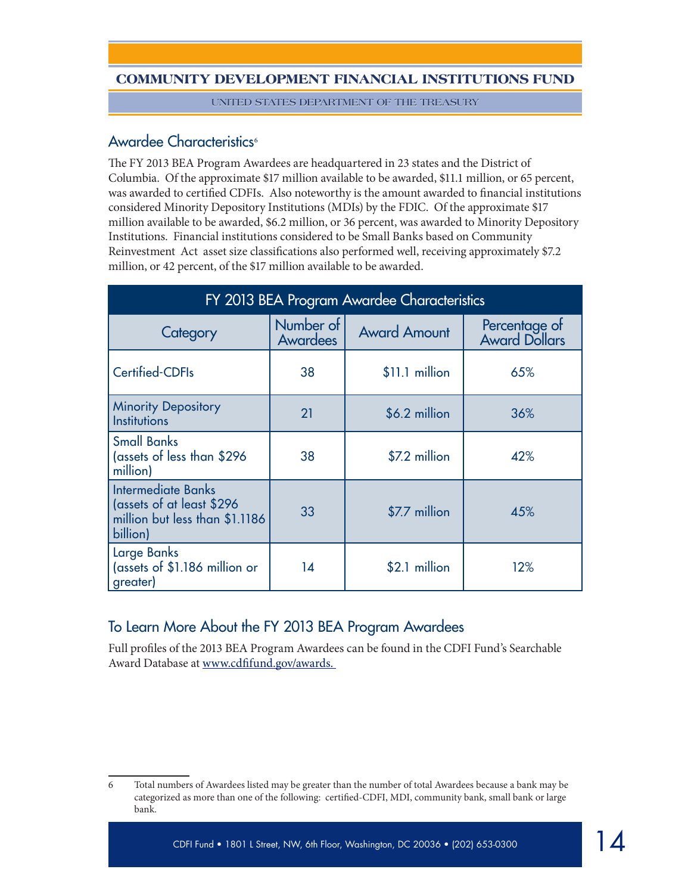## Awardee Characteristics[6]

The FY 2013 BEA Program Awardees are headquartered in 23 states and the District of Columbia. Of the approximate $17 million available to be awarded, $11.1 million, or 65 percent, was awarded to certified CDFIs. Also noteworthy is the amount awarded to financial institutions considered Minority Depository Institutions (MDIs) by the FDIC. Of the approximate $17 million available to be awarded, $6.2 million, or 36 percent, was awarded to Minority Depository Institutions. Financial institutions considered to be Small Banks based on Community Reinvestment Act asset size classifications also performed well, receiving approximately $7.2 million, or 42 percent, of the $17 million available to be awarded.

**FY 2013 BEA Program Awardee Characteristics**

| Category | Number of Awardees | Award Amount | Percentage of Award Dollars |
|---|---|---|---|
| Certified-CDFIs | 38 | $11.1 million | 65% |
| Minority Depository Institutions | 21 | $6.2 million | 36% |
| Small Banks (assets of less than $296 million) | 38 | $7.2 million | 42% |
| Intermediate Banks (assets of at least $296 million but less than $1.1186 billion) | 33 | $7.7 million | 45% |
| Large Banks (assets of $1.186 million or greater) | 14 | $2.1 million | 12% |

## To Learn More About the FY 2013 BEA Program Awardees

Full profiles of the 2013 BEA Program Awardees can be found in the CDFI Fund's Searchable Award Database at www.cdfifund.gov/awards.

6 Total numbers of Awardees listed may be greater than the number of total Awardees because a bank may be categorized as more than one of the following: certified-CDFI, MDI, community bank, small bank or large bank.